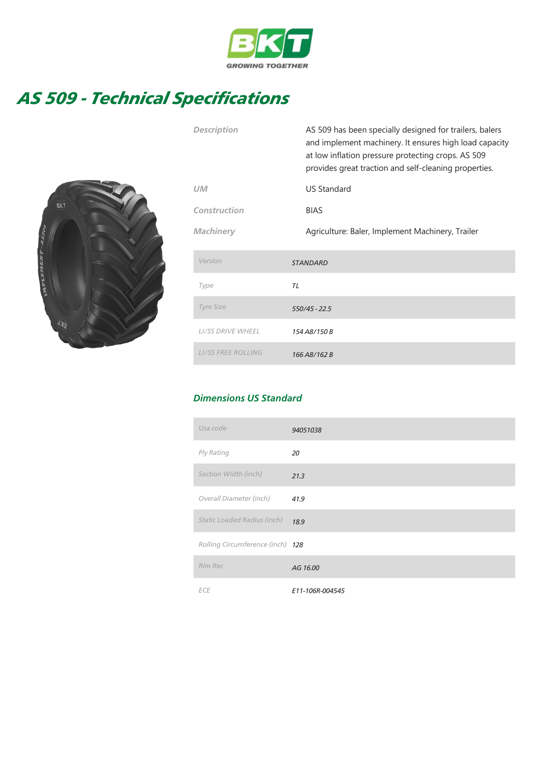BKT
GROWING TOGETHER

# AS 509 - Technical Specifications

| | |
|---|---|
| Description | AS 509 has been specially designed for trailers, balers and implement machinery. It ensures high load capacity at low inflation pressure protecting crops. AS 509 provides great traction and self-cleaning properties. |
| UM | US Standard |
| Construction | BIAS |
| Machinery | Agriculture: Baler, Implement Machinery, Trailer |

| Version | STANDARD |
|---|---|
| Type | TL |
| Tyre Size | 550/45 - 22.5 |
| LI/SS DRIVE WHEEL | 154 A8/150 B |
| LI/SS FREE ROLLING | 166 A8/162 B |

## Dimensions US Standard

| Usa code | 94051038 |
|---|---|
| Ply Rating | 20 |
| Section Width (inch) | 21.3 |
| Overall Diameter (inch) | 41.9 |
| Static Loaded Radius (inch) | 18.9 |
| Rolling Circumference (inch) | 128 |
| Rim Rec | AG 16.00 |
| ECE | E11-106R-004545 |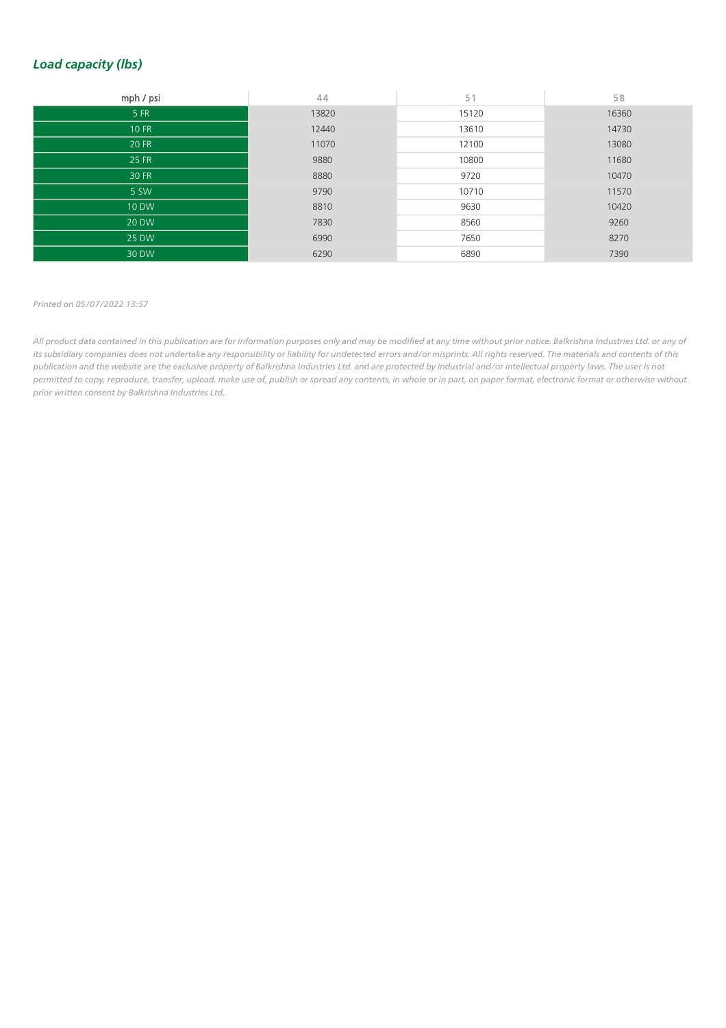***Load capacity (lbs)***

| mph / psi | 44 | 51 | 58 |
|---|---|---|---|
| 5 FR | 13820 | 15120 | 16360 |
| 10 FR | 12440 | 13610 | 14730 |
| 20 FR | 11070 | 12100 | 13080 |
| 25 FR | 9880 | 10800 | 11680 |
| 30 FR | 8880 | 9720 | 10470 |
| 5 SW | 9790 | 10710 | 11570 |
| 10 DW | 8810 | 9630 | 10420 |
| 20 DW | 7830 | 8560 | 9260 |
| 25 DW | 6990 | 7650 | 8270 |
| 30 DW | 6290 | 6890 | 7390 |

*Printed on 05/07/2022 13:57*

*All product data contained in this publication are for information purposes only and may be modified at any time without prior notice. Balkrishna Industries Ltd. or any of its subsidiary companies does not undertake any responsibility or liability for undetected errors and/or misprints. All rights reserved. The materials and contents of this publication and the website are the exclusive property of Balkrishna Industries Ltd. and are protected by industrial and/or intellectual property laws. The user is not permitted to copy, reproduce, transfer, upload, make use of, publish or spread any contents, in whole or in part, on paper format, electronic format or otherwise without prior written consent by Balkrishna Industries Ltd..*